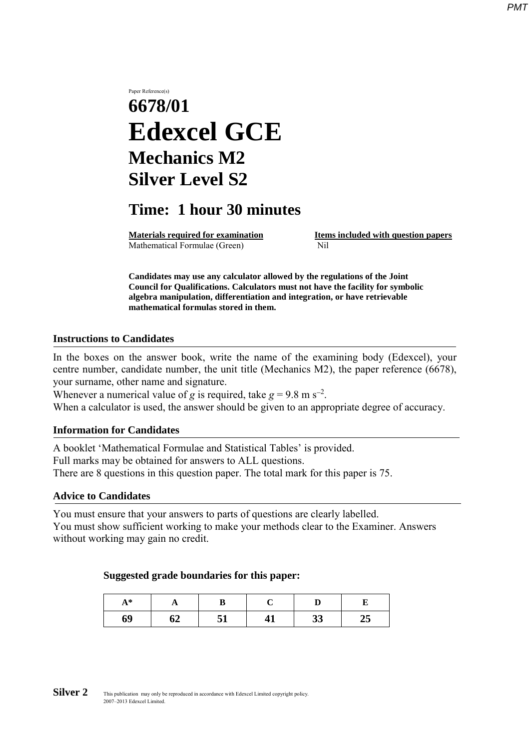Paper Reference(s)

# 6678/01

# Edexcel GCE

## Mechanics M2

## Silver Level S2

## Time: 1 hour 30 minutes

| **Materials required for examination** | **Items included with question papers** |
|---|---|
| Mathematical Formulae (Green) | Nil |

**Candidates may use any calculator allowed by the regulations of the Joint Council for Qualifications. Calculators must not have the facility for symbolic algebra manipulation, differentiation and integration, or have retrievable mathematical formulas stored in them.**

### Instructions to Candidates

In the boxes on the answer book, write the name of the examining body (Edexcel), your centre number, candidate number, the unit title (Mechanics M2), the paper reference (6678), your surname, other name and signature.
Whenever a numerical value of $g$ is required, take $g = 9.8 \text{ m s}^{-2}$.
When a calculator is used, the answer should be given to an appropriate degree of accuracy.

### Information for Candidates

A booklet 'Mathematical Formulae and Statistical Tables' is provided.
Full marks may be obtained for answers to ALL questions.
There are 8 questions in this question paper. The total mark for this paper is 75.

### Advice to Candidates

You must ensure that your answers to parts of questions are clearly labelled.
You must show sufficient working to make your methods clear to the Examiner. Answers without working may gain no credit.

**Suggested grade boundaries for this paper:**

| A* | A | B | C | D | E |
|---|---|---|---|---|---|
| 69 | 62 | 51 | 41 | 33 | 25 |

**Silver 2** This publication may only be reproduced in accordance with Edexcel Limited copyright policy. 2007–2013 Edexcel Limited.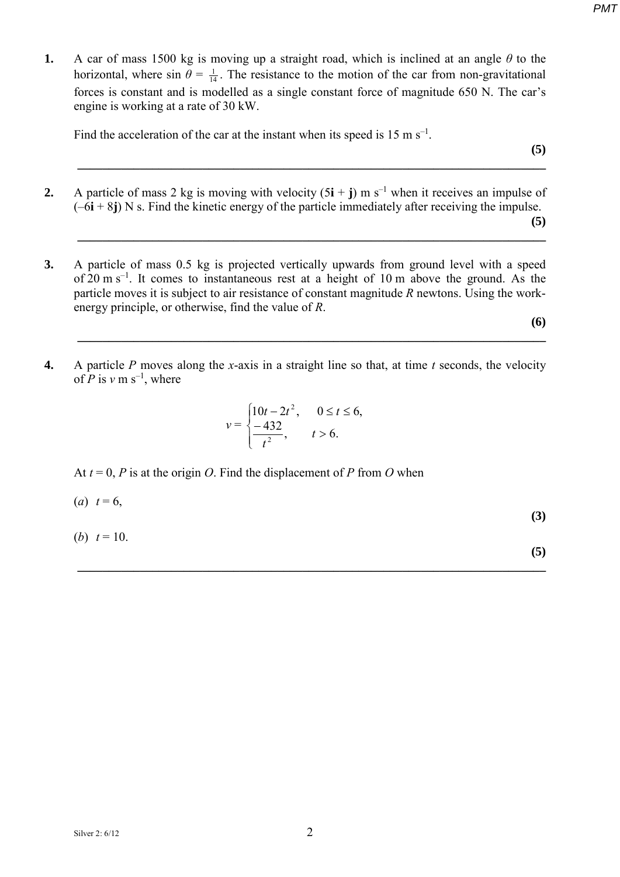1. A car of mass 1500 kg is moving up a straight road, which is inclined at an angle $\theta$ to the horizontal, where $\sin \theta = \frac{1}{14}$. The resistance to the motion of the car from non-gravitational forces is constant and is modelled as a single constant force of magnitude 650 N. The car's engine is working at a rate of 30 kW.

   Find the acceleration of the car at the instant when its speed is 15 m s$^{-1}$.
   
   **(5)**

---

2. A particle of mass 2 kg is moving with velocity $(5\mathbf{i} + \mathbf{j})$ m s$^{-1}$ when it receives an impulse of $(-6\mathbf{i} + 8\mathbf{j})$ N s. Find the kinetic energy of the particle immediately after receiving the impulse.
   
   **(5)**

---

3. A particle of mass 0.5 kg is projected vertically upwards from ground level with a speed of 20 m s$^{-1}$. It comes to instantaneous rest at a height of 10 m above the ground. As the particle moves it is subject to air resistance of constant magnitude $R$ newtons. Using the work-energy principle, or otherwise, find the value of $R$.
   
   **(6)**

---

4. A particle $P$ moves along the $x$-axis in a straight line so that, at time $t$ seconds, the velocity of $P$ is $v$ m s$^{-1}$, where

$$v = \begin{cases} 10t - 2t^2, & 0 \leq t \leq 6, \\ \dfrac{-432}{t^2}, & t > 6. \end{cases}$$

   At $t = 0$, $P$ is at the origin $O$. Find the displacement of $P$ from $O$ when

   (*a*) $t = 6$,
   
   **(3)**

   (*b*) $t = 10$.
   
   **(5)**

---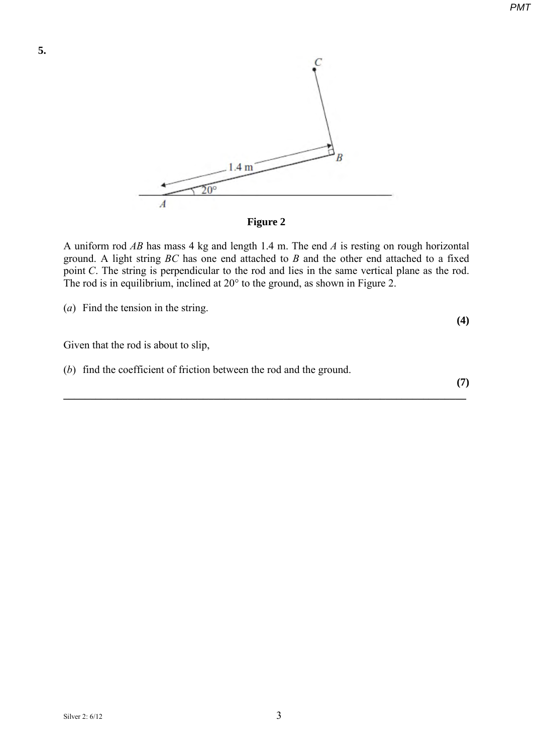**5.**

**Figure 2**

A uniform rod $AB$ has mass 4 kg and length 1.4 m. The end $A$ is resting on rough horizontal ground. A light string $BC$ has one end attached to $B$ and the other end attached to a fixed point $C$. The string is perpendicular to the rod and lies in the same vertical plane as the rod. The rod is in equilibrium, inclined at 20° to the ground, as shown in Figure 2.

(*a*) Find the tension in the string.

**(4)**

Given that the rod is about to slip,

(*b*) find the coefficient of friction between the rod and the ground.

**(7)**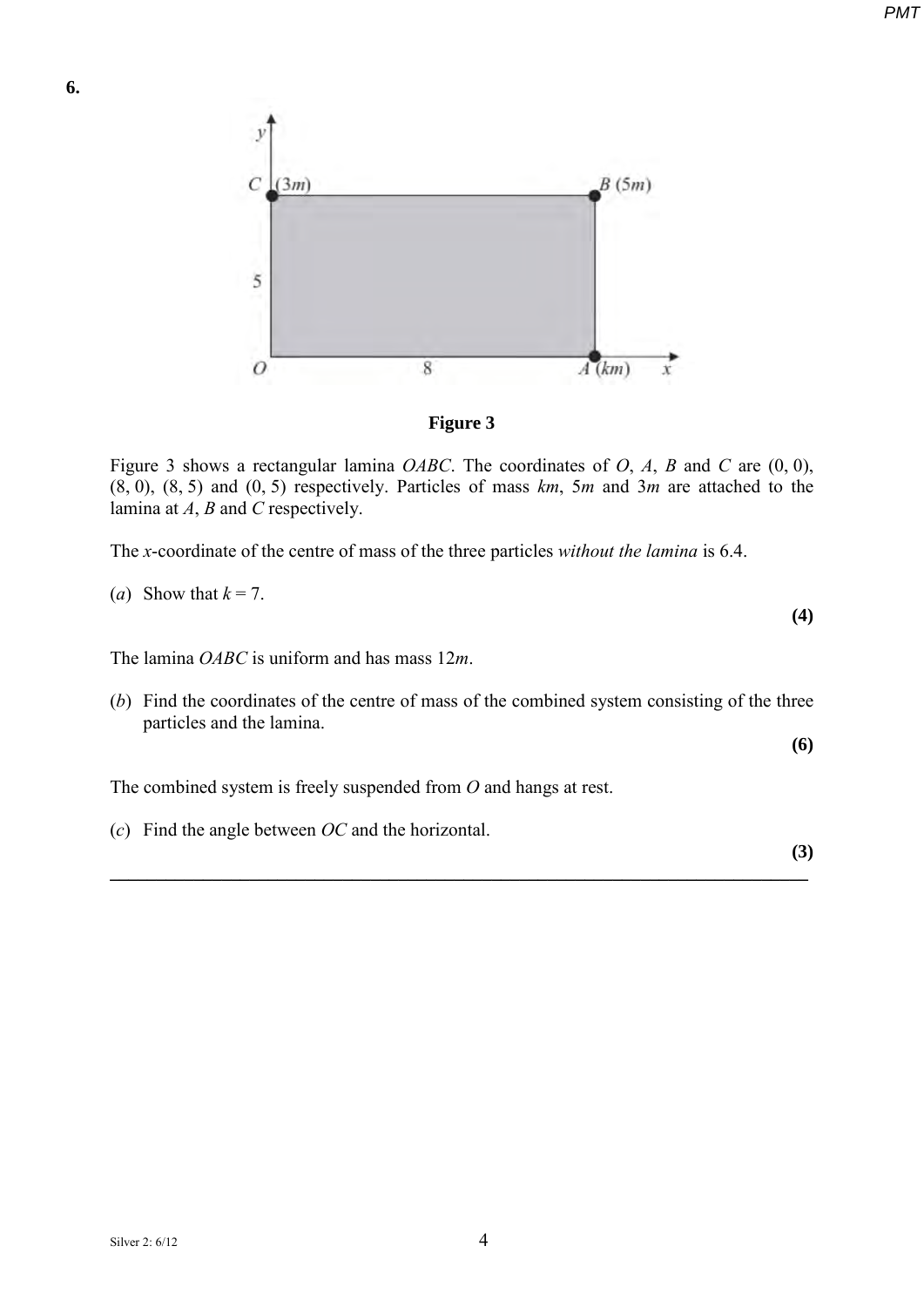**6.**

**Figure 3**

Figure 3 shows a rectangular lamina $OABC$. The coordinates of $O$, $A$, $B$ and $C$ are $(0, 0)$, $(8, 0)$, $(8, 5)$ and $(0, 5)$ respectively. Particles of mass $km$, $5m$ and $3m$ are attached to the lamina at $A$, $B$ and $C$ respectively.

The $x$-coordinate of the centre of mass of the three particles *without the lamina* is 6.4.

(*a*) Show that $k = 7$.

**(4)**

The lamina $OABC$ is uniform and has mass $12m$.

(*b*) Find the coordinates of the centre of mass of the combined system consisting of the three particles and the lamina.

**(6)**

The combined system is freely suspended from $O$ and hangs at rest.

(*c*) Find the angle between $OC$ and the horizontal.

**(3)**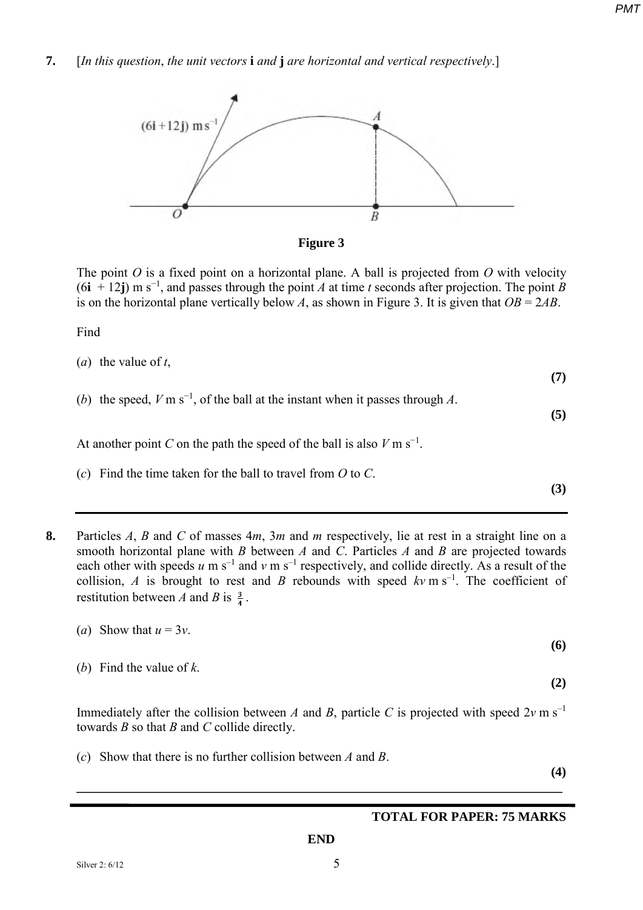**7.** [*In this question, the unit vectors* **i** *and* **j** *are horizontal and vertical respectively.*]

**Figure 3**

The point $O$ is a fixed point on a horizontal plane. A ball is projected from $O$ with velocity $(6\mathbf{i} + 12\mathbf{j})$ m s$^{-1}$, and passes through the point $A$ at time $t$ seconds after projection. The point $B$ is on the horizontal plane vertically below $A$, as shown in Figure 3. It is given that $OB = 2AB$.

Find

(*a*) the value of $t$,
**(7)**

(*b*) the speed, $V$ m s$^{-1}$, of the ball at the instant when it passes through $A$.
**(5)**

At another point $C$ on the path the speed of the ball is also $V$ m s$^{-1}$.

(*c*) Find the time taken for the ball to travel from $O$ to $C$.
**(3)**

---

**8.** Particles $A$, $B$ and $C$ of masses $4m$, $3m$ and $m$ respectively, lie at rest in a straight line on a smooth horizontal plane with $B$ between $A$ and $C$. Particles $A$ and $B$ are projected towards each other with speeds $u$ m s$^{-1}$ and $v$ m s$^{-1}$ respectively, and collide directly. As a result of the collision, $A$ is brought to rest and $B$ rebounds with speed $kv$ m s$^{-1}$. The coefficient of restitution between $A$ and $B$ is $\frac{3}{4}$.

(*a*) Show that $u = 3v$.
**(6)**

(*b*) Find the value of $k$.
**(2)**

Immediately after the collision between $A$ and $B$, particle $C$ is projected with speed $2v$ m s$^{-1}$ towards $B$ so that $B$ and $C$ collide directly.

(*c*) Show that there is no further collision between $A$ and $B$.
**(4)**

---

**TOTAL FOR PAPER: 75 MARKS**

**END**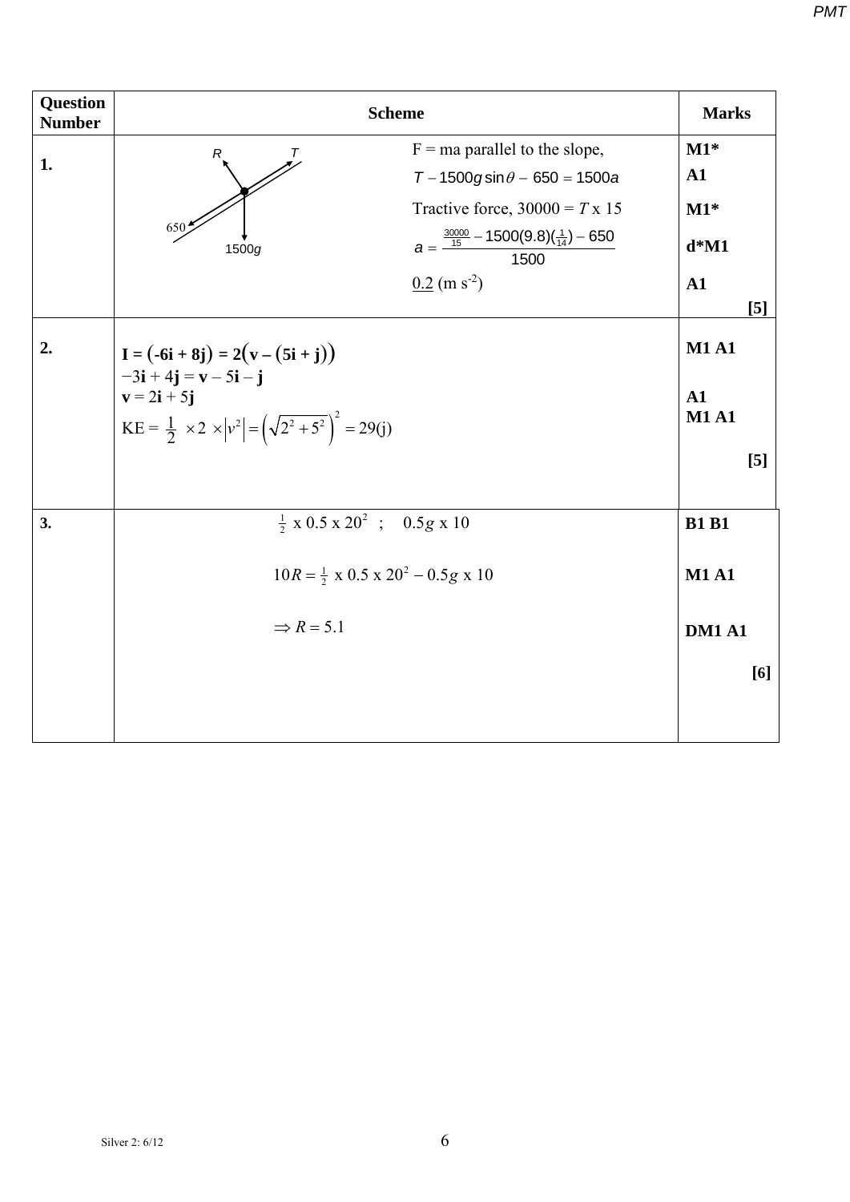| Question Number | Scheme | Marks |
|---|---|---|
| 1. | R, T, 650, 1500$g$ <br> F = ma parallel to the slope, <br> $T - 1500g\sin\theta - 650 = 1500a$ <br> Tractive force, 30000 = $T$ x 15 <br> $a = \dfrac{\frac{30000}{15} - 1500(9.8)(\frac{1}{14}) - 650}{1500}$ <br> $\underline{0.2}$ (m s$^{-2}$) | M1* <br> A1 <br> M1* <br> d*M1 <br> A1 <br> **[5]** |
| 2. | **I** = $(-6\mathbf{i} + 8\mathbf{j}) = 2(\mathbf{v} - (5\mathbf{i} + \mathbf{j}))$ <br> $-3\mathbf{i} + 4\mathbf{j} = \mathbf{v} - 5\mathbf{i} - \mathbf{j}$ <br> $\mathbf{v} = 2\mathbf{i} + 5\mathbf{j}$ <br> KE = $\frac{1}{2} \times 2 \times \lvert v^2 \rvert = \left(\sqrt{2^2 + 5^2}\right)^2 = 29$(j) | M1 A1 <br><br> A1 <br> M1 A1 <br> **[5]** |
| 3. | $\frac{1}{2}$ x 0.5 x $20^2$ ; 0.5$g$ x 10 <br><br> $10R = \frac{1}{2}$ x 0.5 x $20^2 - 0.5g$ x 10 <br><br> $\Rightarrow R = 5.1$ | B1 B1 <br><br> M1 A1 <br><br> DM1 A1 <br> **[6]** |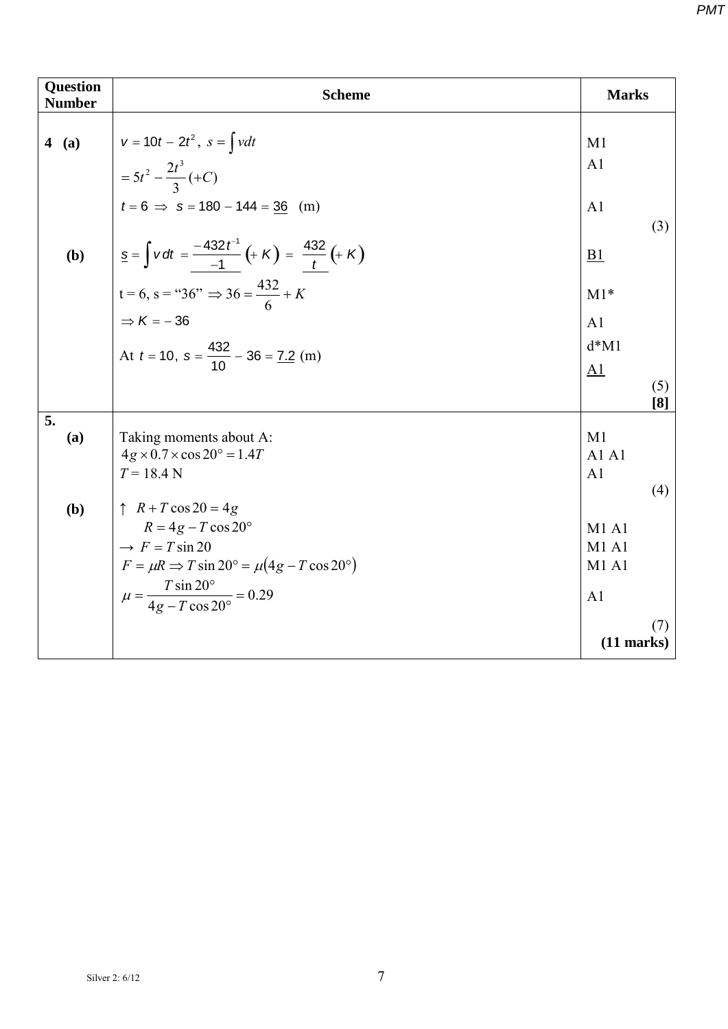| Question Number | Scheme | Marks |
|---|---|---|
| 4 (a) | $v = 10t - 2t^2,\ s = \int v dt$ | M1 |
| | $= 5t^2 - \dfrac{2t^3}{3} (+C)$ | A1 |
| | $t = 6 \Rightarrow s = 180 - 144 = \underline{36}$ (m) | A1 |
| | | (3) |
| (b) | $\underline{s = \int v\,dt = \dfrac{-432t^{-1}}{-1}\left(+K\right) = \dfrac{432}{t}\left(+K\right)}$ | $\underline{\text{B1}}$ |
| | t = 6, s = "36" $\Rightarrow 36 = \dfrac{432}{6} + K$ | M1* |
| | $\Rightarrow K = -36$ | A1 |
| | At $t = 10,\ s = \dfrac{432}{10} - 36 = \underline{7.2}$ (m) | d*M1 |
| | | $\underline{\text{A1}}$ |
| | | (5) |
| | | **[8]** |
| 5. (a) | Taking moments about A: | M1 |
| | $4g \times 0.7 \times \cos 20° = 1.4T$ | A1 A1 |
| | $T = 18.4$ N | A1 |
| | | (4) |
| (b) | $\uparrow\ R + T\cos 20 = 4g$ | |
| | $R = 4g - T\cos 20°$ | M1 A1 |
| | $\rightarrow\ F = T\sin 20$ | M1 A1 |
| | $F = \mu R \Rightarrow T\sin 20° = \mu(4g - T\cos 20°)$ | M1 A1 |
| | $\mu = \dfrac{T\sin 20°}{4g - T\cos 20°} = 0.29$ | A1 |
| | | (7) |
| | | **(11 marks)** |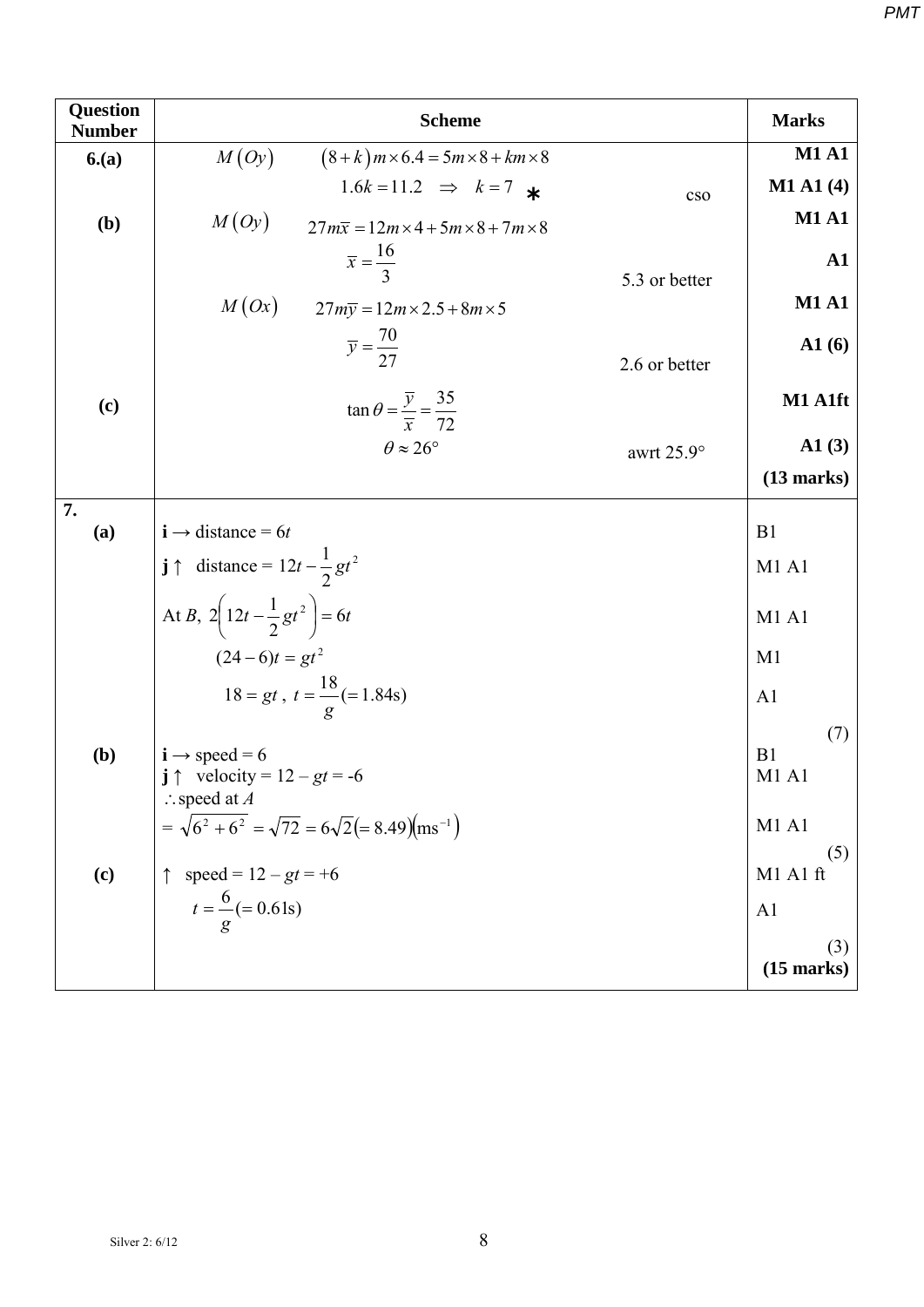| Question Number | Scheme | | Marks |
|---|---|---|---|
| **6.(a)** | $M(Oy)$ $\quad (8+k)m \times 6.4 = 5m \times 8 + km \times 8$ | | **M1 A1** |
| | $1.6k = 11.2 \quad \Rightarrow \quad k = 7$ ∗ | cso | **M1 A1 (4)** |
| **(b)** | $M(Oy)$ $\quad 27m\overline{x} = 12m \times 4 + 5m \times 8 + 7m \times 8$ | | **M1 A1** |
| | $\overline{x} = \dfrac{16}{3}$ | 5.3 or better | **A1** |
| | $M(Ox)$ $\quad 27m\overline{y} = 12m \times 2.5 + 8m \times 5$ | | **M1 A1** |
| | $\overline{y} = \dfrac{70}{27}$ | 2.6 or better | **A1 (6)** |
| **(c)** | $\tan\theta = \dfrac{\overline{y}}{\overline{x}} = \dfrac{35}{72}$ | | **M1 A1ft** |
| | $\theta \approx 26°$ | awrt 25.9° | **A1 (3)** |
| | | | **(13 marks)** |
| **7.** | | | |
| **(a)** | $\mathbf{i} \rightarrow$ distance = $6t$ | | B1 |
| | $\mathbf{j} \uparrow$ distance = $12t - \dfrac{1}{2}gt^2$ | | M1 A1 |
| | At $B$, $2\left(12t - \dfrac{1}{2}gt^2\right) = 6t$ | | M1 A1 |
| | $(24-6)t = gt^2$ | | M1 |
| | $18 = gt$, $t = \dfrac{18}{g} (= 1.84\text{s})$ | | A1 |
| | | | (7) |
| **(b)** | $\mathbf{i} \rightarrow$ speed = 6 | | B1 |
| | $\mathbf{j} \uparrow$ velocity = $12 - gt = -6$ | | M1 A1 |
| | $\therefore$ speed at $A$ | | |
| | $= \sqrt{6^2 + 6^2} = \sqrt{72} = 6\sqrt{2} (= 8.49)(\text{ms}^{-1})$ | | M1 A1 |
| | | | (5) |
| **(c)** | $\uparrow$ speed = $12 - gt = +6$ | | M1 A1 ft |
| | $t = \dfrac{6}{g} (= 0.61\text{s})$ | | A1 |
| | | | (3) |
| | | | **(15 marks)** |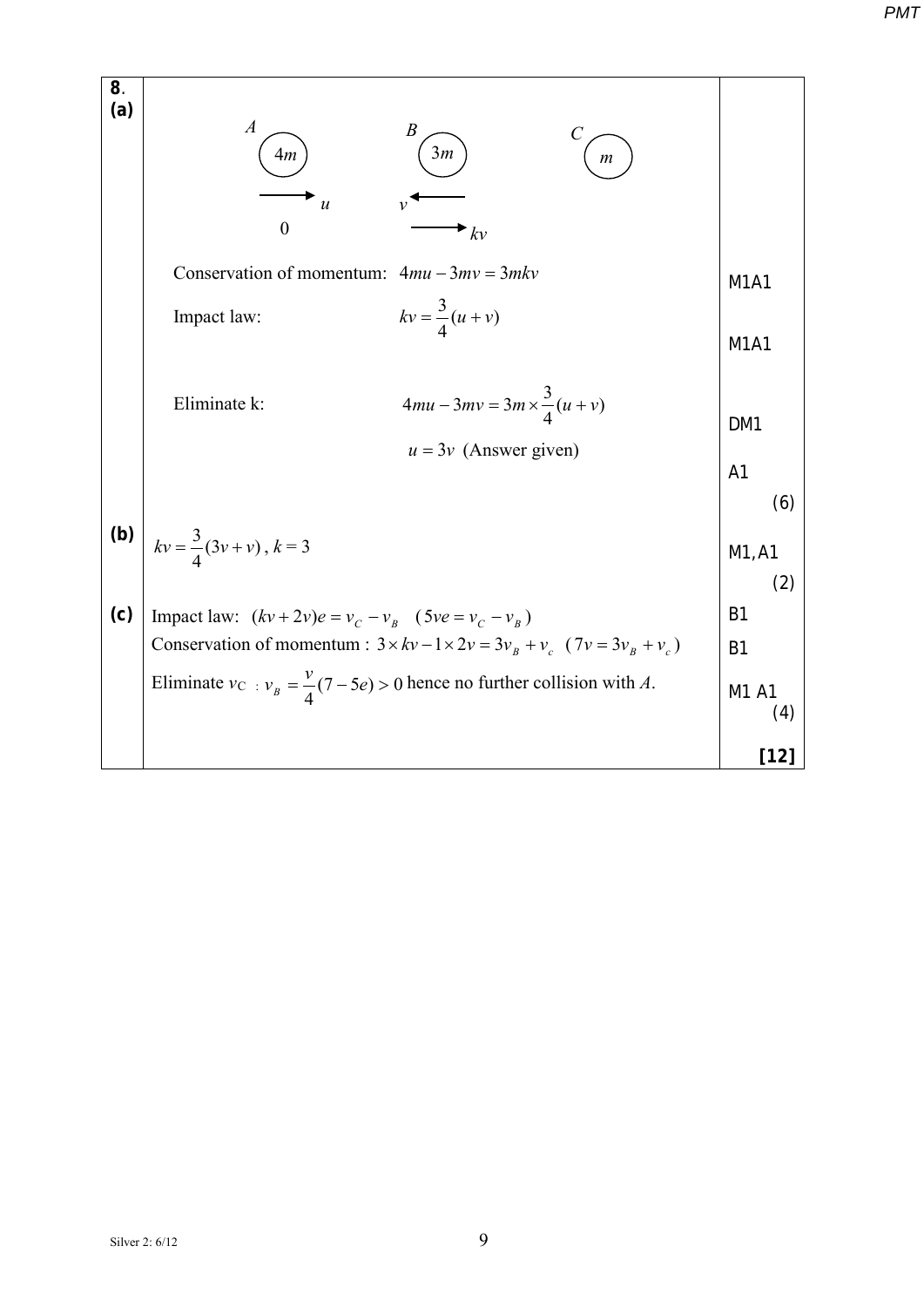| Question | Scheme | Marks |
|---|---|---|
| **8. (a)** | $A$ ($4m$), $B$ ($3m$), $C$ ($m$); $A$: $u \rightarrow$, then $0$; $B$: $\leftarrow v$, then $kv \rightarrow$ | |
| | Conservation of momentum: $4mu - 3mv = 3mkv$ | M1A1 |
| | Impact law: $kv = \dfrac{3}{4}(u + v)$ | M1A1 |
| | Eliminate k: $4mu - 3mv = 3m \times \dfrac{3}{4}(u + v)$ | DM1 |
| | $u = 3v$ (Answer given) | A1 |
| | | (6) |
| **(b)** | $kv = \dfrac{3}{4}(3v + v)$, $k = 3$ | M1, A1 |
| | | (2) |
| **(c)** | Impact law: $(kv + 2v)e = v_C - v_B$ $\quad (5ve = v_C - v_B)$ | B1 |
| | Conservation of momentum : $3 \times kv - 1 \times 2v = 3v_B + v_c$ $\quad (7v = 3v_B + v_c)$ | B1 |
| | Eliminate $v_C$ : $v_B = \dfrac{v}{4}(7 - 5e) > 0$ hence no further collision with $A$. | M1 A1 |
| | | (4) |
| | | **[12]** |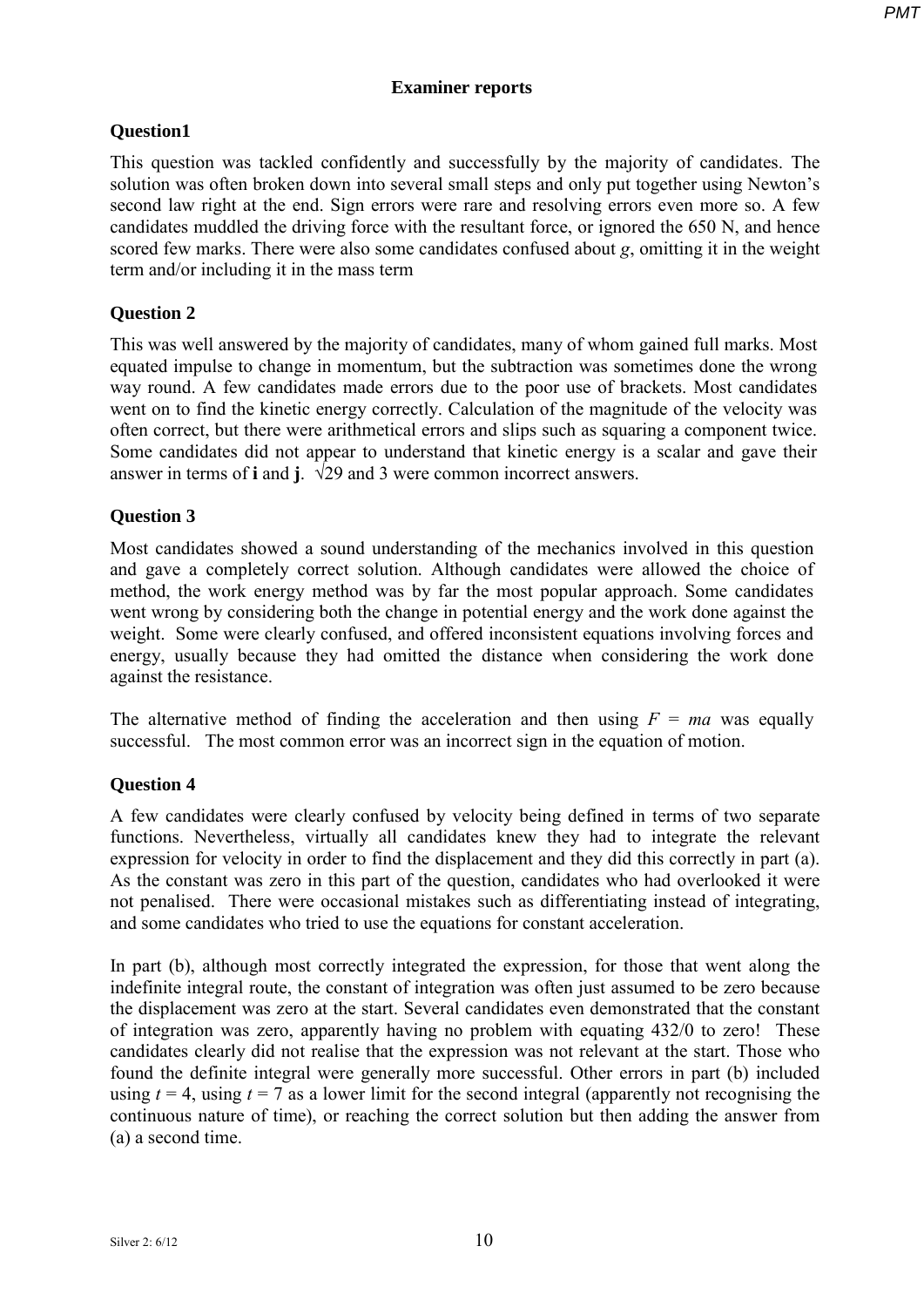# Examiner reports

## Question1

This question was tackled confidently and successfully by the majority of candidates. The solution was often broken down into several small steps and only put together using Newton's second law right at the end. Sign errors were rare and resolving errors even more so. A few candidates muddled the driving force with the resultant force, or ignored the 650 N, and hence scored few marks. There were also some candidates confused about $g$, omitting it in the weight term and/or including it in the mass term

## Question 2

This was well answered by the majority of candidates, many of whom gained full marks. Most equated impulse to change in momentum, but the subtraction was sometimes done the wrong way round. A few candidates made errors due to the poor use of brackets. Most candidates went on to find the kinetic energy correctly. Calculation of the magnitude of the velocity was often correct, but there were arithmetical errors and slips such as squaring a component twice. Some candidates did not appear to understand that kinetic energy is a scalar and gave their answer in terms of **i** and **j**. $\sqrt{29}$ and 3 were common incorrect answers.

## Question 3

Most candidates showed a sound understanding of the mechanics involved in this question and gave a completely correct solution. Although candidates were allowed the choice of method, the work energy method was by far the most popular approach. Some candidates went wrong by considering both the change in potential energy and the work done against the weight. Some were clearly confused, and offered inconsistent equations involving forces and energy, usually because they had omitted the distance when considering the work done against the resistance.

The alternative method of finding the acceleration and then using $F = ma$ was equally successful. The most common error was an incorrect sign in the equation of motion.

## Question 4

A few candidates were clearly confused by velocity being defined in terms of two separate functions. Nevertheless, virtually all candidates knew they had to integrate the relevant expression for velocity in order to find the displacement and they did this correctly in part (a). As the constant was zero in this part of the question, candidates who had overlooked it were not penalised. There were occasional mistakes such as differentiating instead of integrating, and some candidates who tried to use the equations for constant acceleration.

In part (b), although most correctly integrated the expression, for those that went along the indefinite integral route, the constant of integration was often just assumed to be zero because the displacement was zero at the start. Several candidates even demonstrated that the constant of integration was zero, apparently having no problem with equating 432/0 to zero! These candidates clearly did not realise that the expression was not relevant at the start. Those who found the definite integral were generally more successful. Other errors in part (b) included using $t = 4$, using $t = 7$ as a lower limit for the second integral (apparently not recognising the continuous nature of time), or reaching the correct solution but then adding the answer from (a) a second time.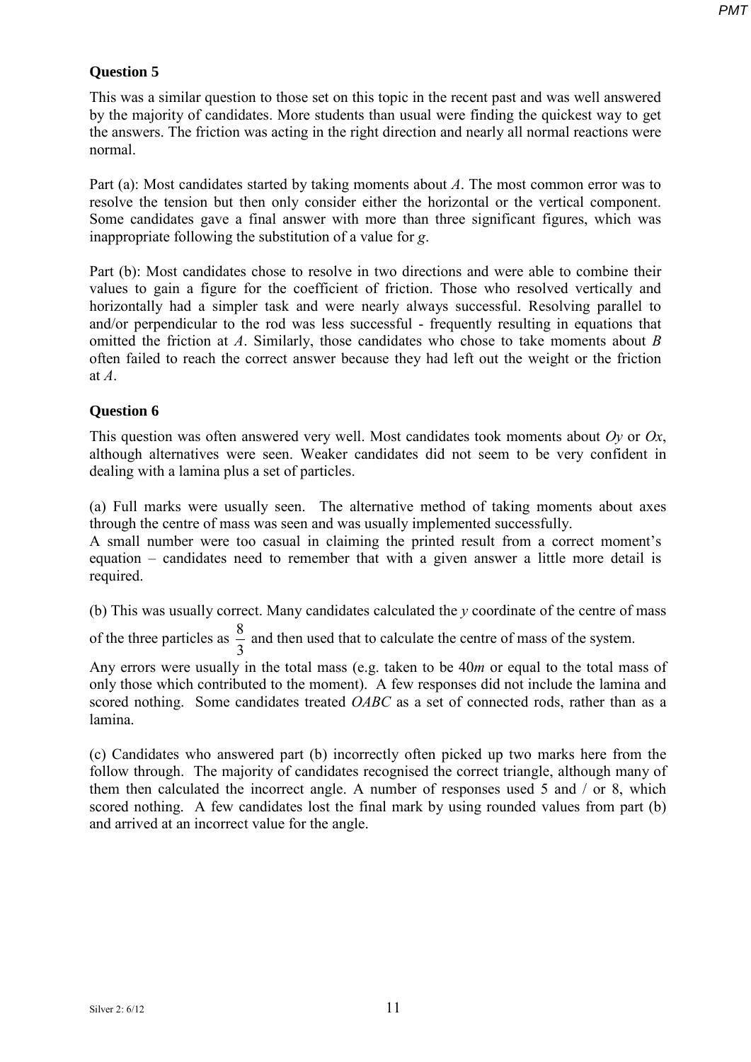## Question 5

This was a similar question to those set on this topic in the recent past and was well answered by the majority of candidates. More students than usual were finding the quickest way to get the answers. The friction was acting in the right direction and nearly all normal reactions were normal.

Part (a): Most candidates started by taking moments about *A*. The most common error was to resolve the tension but then only consider either the horizontal or the vertical component. Some candidates gave a final answer with more than three significant figures, which was inappropriate following the substitution of a value for *g*.

Part (b): Most candidates chose to resolve in two directions and were able to combine their values to gain a figure for the coefficient of friction. Those who resolved vertically and horizontally had a simpler task and were nearly always successful. Resolving parallel to and/or perpendicular to the rod was less successful - frequently resulting in equations that omitted the friction at *A*. Similarly, those candidates who chose to take moments about *B* often failed to reach the correct answer because they had left out the weight or the friction at *A*.

## Question 6

This question was often answered very well. Most candidates took moments about *Oy* or *Ox*, although alternatives were seen. Weaker candidates did not seem to be very confident in dealing with a lamina plus a set of particles.

(a) Full marks were usually seen. The alternative method of taking moments about axes through the centre of mass was seen and was usually implemented successfully.
A small number were too casual in claiming the printed result from a correct moment's equation – candidates need to remember that with a given answer a little more detail is required.

(b) This was usually correct. Many candidates calculated the *y* coordinate of the centre of mass of the three particles as $\frac{8}{3}$ and then used that to calculate the centre of mass of the system.

Any errors were usually in the total mass (e.g. taken to be $40m$ or equal to the total mass of only those which contributed to the moment). A few responses did not include the lamina and scored nothing. Some candidates treated *OABC* as a set of connected rods, rather than as a lamina.

(c) Candidates who answered part (b) incorrectly often picked up two marks here from the follow through. The majority of candidates recognised the correct triangle, although many of them then calculated the incorrect angle. A number of responses used 5 and / or 8, which scored nothing. A few candidates lost the final mark by using rounded values from part (b) and arrived at an incorrect value for the angle.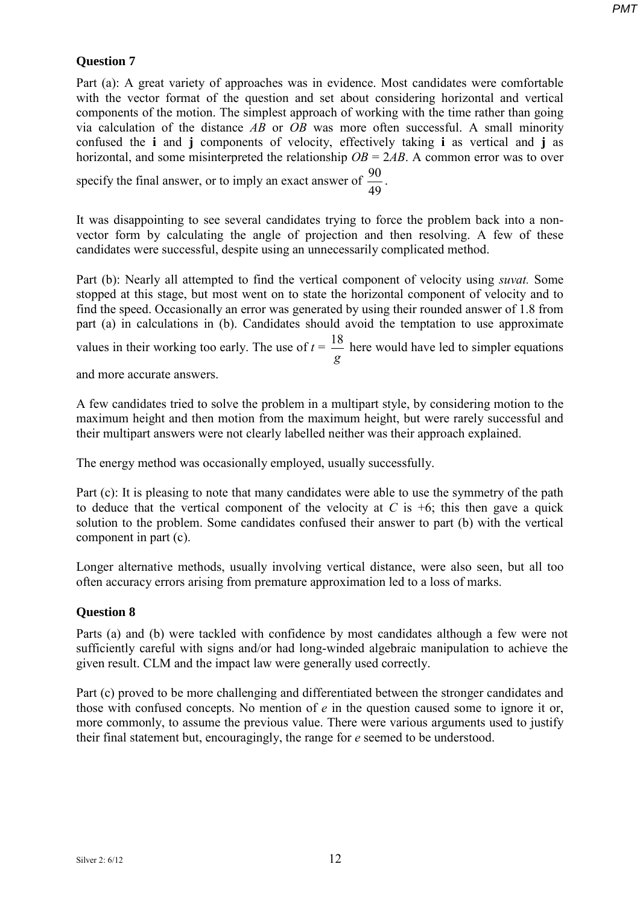### Question 7

Part (a): A great variety of approaches was in evidence. Most candidates were comfortable with the vector format of the question and set about considering horizontal and vertical components of the motion. The simplest approach of working with the time rather than going via calculation of the distance $AB$ or $OB$ was more often successful. A small minority confused the **i** and **j** components of velocity, effectively taking **i** as vertical and **j** as horizontal, and some misinterpreted the relationship $OB = 2AB$. A common error was to over specify the final answer, or to imply an exact answer of $\frac{90}{49}$.

It was disappointing to see several candidates trying to force the problem back into a non-vector form by calculating the angle of projection and then resolving. A few of these candidates were successful, despite using an unnecessarily complicated method.

Part (b): Nearly all attempted to find the vertical component of velocity using *suvat.* Some stopped at this stage, but most went on to state the horizontal component of velocity and to find the speed. Occasionally an error was generated by using their rounded answer of 1.8 from part (a) in calculations in (b). Candidates should avoid the temptation to use approximate values in their working too early. The use of $t = \frac{18}{g}$ here would have led to simpler equations and more accurate answers.

A few candidates tried to solve the problem in a multipart style, by considering motion to the maximum height and then motion from the maximum height, but were rarely successful and their multipart answers were not clearly labelled neither was their approach explained.

The energy method was occasionally employed, usually successfully.

Part (c): It is pleasing to note that many candidates were able to use the symmetry of the path to deduce that the vertical component of the velocity at $C$ is +6; this then gave a quick solution to the problem. Some candidates confused their answer to part (b) with the vertical component in part (c).

Longer alternative methods, usually involving vertical distance, were also seen, but all too often accuracy errors arising from premature approximation led to a loss of marks.

### Question 8

Parts (a) and (b) were tackled with confidence by most candidates although a few were not sufficiently careful with signs and/or had long-winded algebraic manipulation to achieve the given result. CLM and the impact law were generally used correctly.

Part (c) proved to be more challenging and differentiated between the stronger candidates and those with confused concepts. No mention of $e$ in the question caused some to ignore it or, more commonly, to assume the previous value. There were various arguments used to justify their final statement but, encouragingly, the range for $e$ seemed to be understood.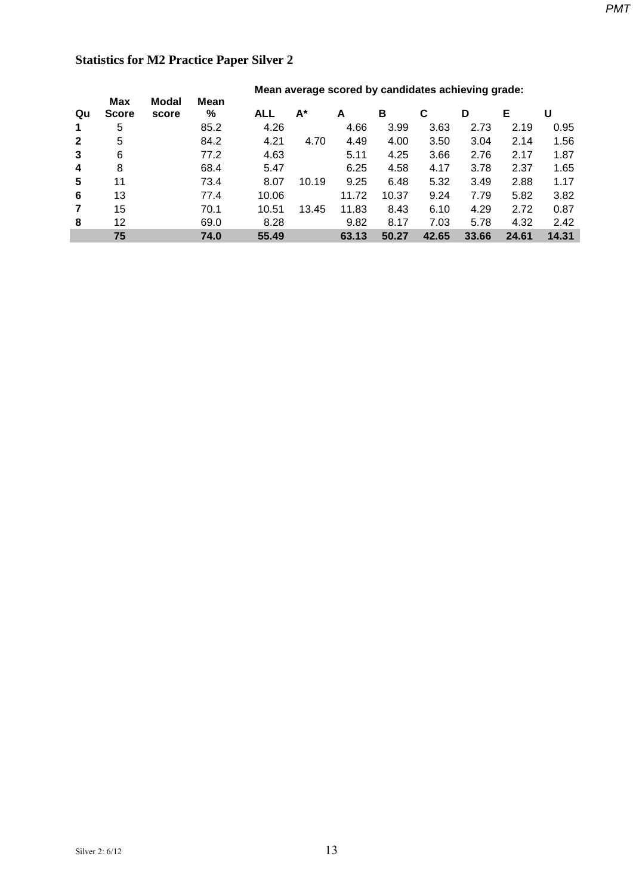# Statistics for M2 Practice Paper Silver 2

| Qu | Max Score | Modal score | Mean % | Mean average scored by candidates achieving grade: ALL | A* | A | B | C | D | E | U |
|---|---|---|---|---|---|---|---|---|---|---|---|
| **1** | 5 | | 85.2 | 4.26 | | 4.66 | 3.99 | 3.63 | 2.73 | 2.19 | 0.95 |
| **2** | 5 | | 84.2 | 4.21 | 4.70 | 4.49 | 4.00 | 3.50 | 3.04 | 2.14 | 1.56 |
| **3** | 6 | | 77.2 | 4.63 | | 5.11 | 4.25 | 3.66 | 2.76 | 2.17 | 1.87 |
| **4** | 8 | | 68.4 | 5.47 | | 6.25 | 4.58 | 4.17 | 3.78 | 2.37 | 1.65 |
| **5** | 11 | | 73.4 | 8.07 | 10.19 | 9.25 | 6.48 | 5.32 | 3.49 | 2.88 | 1.17 |
| **6** | 13 | | 77.4 | 10.06 | | 11.72 | 10.37 | 9.24 | 7.79 | 5.82 | 3.82 |
| **7** | 15 | | 70.1 | 10.51 | 13.45 | 11.83 | 8.43 | 6.10 | 4.29 | 2.72 | 0.87 |
| **8** | 12 | | 69.0 | 8.28 | | 9.82 | 8.17 | 7.03 | 5.78 | 4.32 | 2.42 |
| | **75** | | **74.0** | **55.49** | | **63.13** | **50.27** | **42.65** | **33.66** | **24.61** | **14.31** |